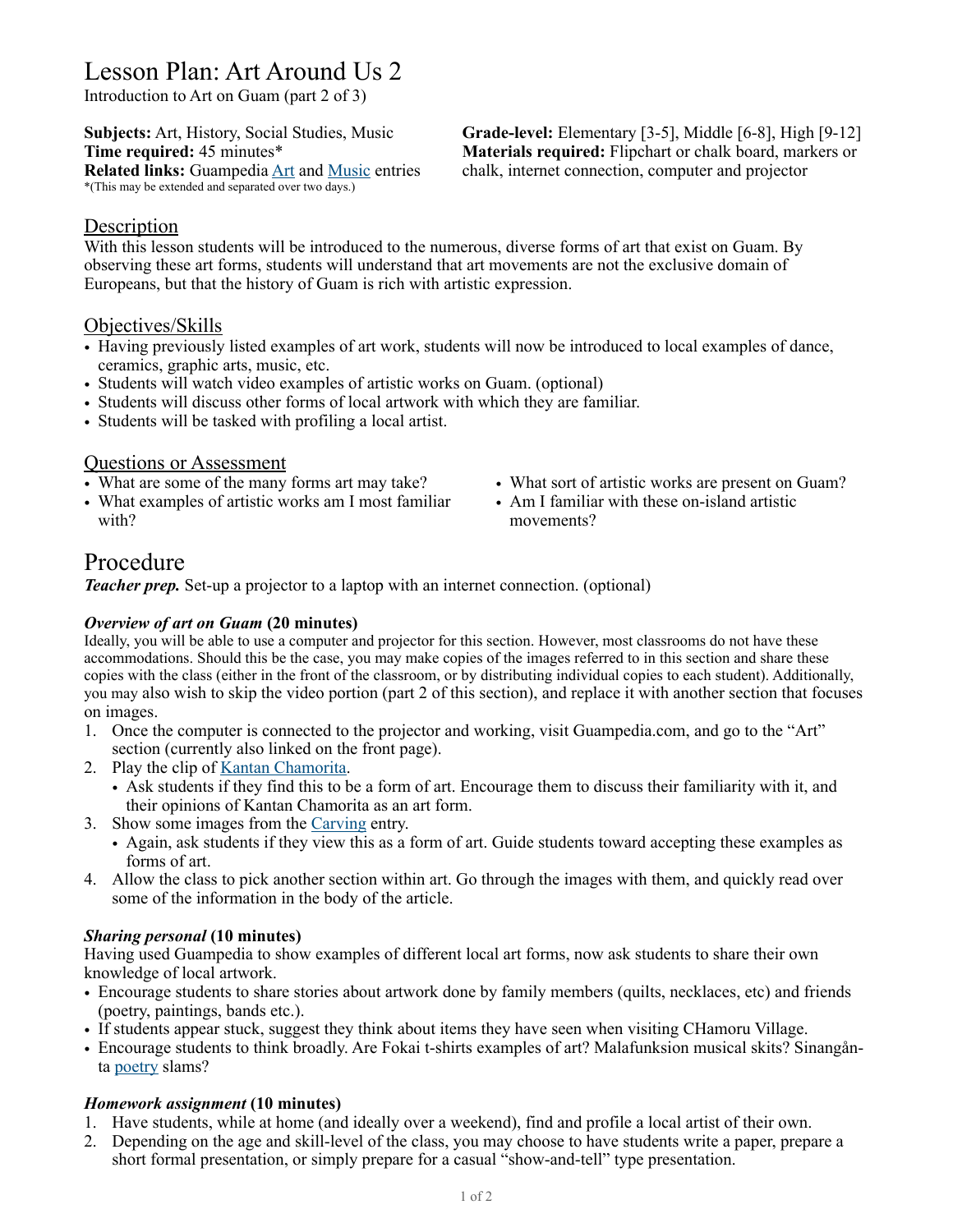# Lesson Plan: Art Around Us 2

Introduction to Art on Guam (part 2 of 3)

**Subjects:** Art, History, Social Studies, Music
**Time required:** 45 minutes*
**Related links:** Guampedia Art and Music entries
*(This may be extended and separated over two days.)

**Grade-level:** Elementary [3-5], Middle [6-8], High [9-12]
**Materials required:** Flipchart or chalk board, markers or chalk, internet connection, computer and projector

## Description

With this lesson students will be introduced to the numerous, diverse forms of art that exist on Guam. By observing these art forms, students will understand that art movements are not the exclusive domain of Europeans, but that the history of Guam is rich with artistic expression.

## Objectives/Skills

- Having previously listed examples of art work, students will now be introduced to local examples of dance, ceramics, graphic arts, music, etc.
- Students will watch video examples of artistic works on Guam. (optional)
- Students will discuss other forms of local artwork with which they are familiar.
- Students will be tasked with profiling a local artist.

## Questions or Assessment

- What are some of the many forms art may take?
- What examples of artistic works am I most familiar with?
- What sort of artistic works are present on Guam?
- Am I familiar with these on-island artistic movements?

# Procedure

***Teacher prep.*** Set-up a projector to a laptop with an internet connection. (optional)

### *Overview of art on Guam* (20 minutes)

Ideally, you will be able to use a computer and projector for this section. However, most classrooms do not have these accommodations. Should this be the case, you may make copies of the images referred to in this section and share these copies with the class (either in the front of the classroom, or by distributing individual copies to each student). Additionally, you may also wish to skip the video portion (part 2 of this section), and replace it with another section that focuses on images.

1. Once the computer is connected to the projector and working, visit Guampedia.com, and go to the "Art" section (currently also linked on the front page).
2. Play the clip of Kantan Chamorita.
   - Ask students if they find this to be a form of art. Encourage them to discuss their familiarity with it, and their opinions of Kantan Chamorita as an art form.
3. Show some images from the Carving entry.
   - Again, ask students if they view this as a form of art. Guide students toward accepting these examples as forms of art.
4. Allow the class to pick another section within art. Go through the images with them, and quickly read over some of the information in the body of the article.

### *Sharing personal* (10 minutes)

Having used Guampedia to show examples of different local art forms, now ask students to share their own knowledge of local artwork.

- Encourage students to share stories about artwork done by family members (quilts, necklaces, etc) and friends (poetry, paintings, bands etc.).
- If students appear stuck, suggest they think about items they have seen when visiting CHamoru Village.
- Encourage students to think broadly. Are Fokai t-shirts examples of art? Malafunksion musical skits? Sinangån-ta poetry slams?

### *Homework assignment* (10 minutes)

1. Have students, while at home (and ideally over a weekend), find and profile a local artist of their own.
2. Depending on the age and skill-level of the class, you may choose to have students write a paper, prepare a short formal presentation, or simply prepare for a casual "show-and-tell" type presentation.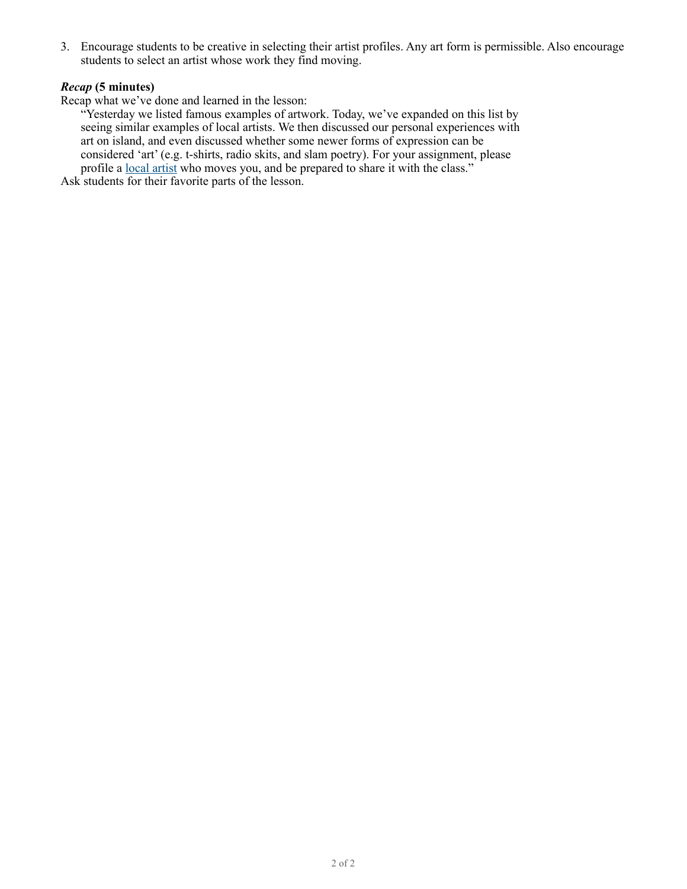3. Encourage students to be creative in selecting their artist profiles. Any art form is permissible. Also encourage students to select an artist whose work they find moving.

***Recap* (5 minutes)**
Recap what we've done and learned in the lesson:

> "Yesterday we listed famous examples of artwork. Today, we've expanded on this list by seeing similar examples of local artists. We then discussed our personal experiences with art on island, and even discussed whether some newer forms of expression can be considered 'art' (e.g. t-shirts, radio skits, and slam poetry). For your assignment, please profile a local artist who moves you, and be prepared to share it with the class."

Ask students for their favorite parts of the lesson.